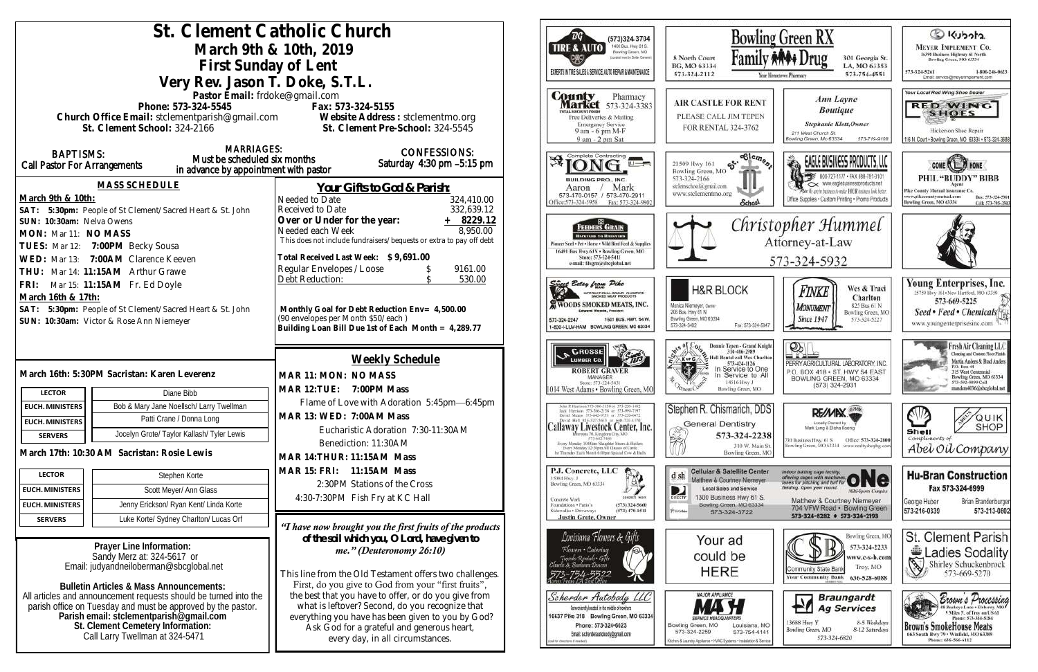# St. Clement Catholic Church

**March 9th & 10th, 2019**

**First Sunday of Lent**

**Very Rev. Jason T. Doke, S.T.L.**

Pastor Email: frdoke@gmail.com

Phone: 573-324-5545 Fax: 573-324-5155

Church Office Email: stclementparish@gmail.com Website Address : stclementmo.org

St. Clement School: 324-2166 St. Clement Pre-School: 324-5545

**BAPTISMS:** Call Pastor For Arrangements

**MARRIAGES:** Must be scheduled six months in advance by appointment with pastor

**CONFESSIONS:** Saturday 4:30 pm –5:15 pm

## MASS SCHEDULE

**March 9th & 10th:**

**SAT: 5:30pm:** People of St Clement/Sacred Heart & St. John

**SUN: 10:30am:** Nelva Owens

**MON:** Mar 11: **NO MASS**

**TUES:** Mar 12: **7:00PM** Becky Sousa

**WED:** Mar 13: **7:00AM** Clarence Keeven

**THU:** Mar 14: **11:15AM** Arthur Grawe

**FRI:** Mar 15: **11:15AM** Fr. Ed Doyle

**March 16th & 17th:**

**SAT: 5:30pm:** People of St Clement/Sacred Heart & St. John

**SUN: 10:30am:** Victor & Rose Ann Niemeyer

## Your Gifts to God & Parish:

| | |
|---|---|
| Needed to Date | 324,410.00 |
| Received to Date | 332,639.12 |
| **Over or Under for the year:** | **+ 8229.12** |
| Needed each Week | 8,950.00 |

This does not include fundraisers/bequests or extra to pay off debt

**Total Received Last Week: $ 9,691.00**

| | |
|---|---|
| Regular Envelopes/Loose | $ 9161.00 |
| Debt Reduction: | $ 530.00 |

**Monthly Goal for Debt Reduction Env= 4,500.00**
(90 envelopes per Month $50/each )
**Building Loan Bill Due 1st of Each Month = 4,289.77**

**March 16th: 5:30PM Sacristan: Karen Leverenz**

| | |
|---|---|
| LECTOR | Diane Bibb |
| EUCH. MINISTERS | Bob & Mary Jane Noellsch/ Larry Twellman |
| EUCH. MINISTERS | Patti Crane / Donna Long |
| SERVERS | Jocelyn Grote/ Taylor Kallash/ Tyler Lewis |

**March 17th: 10:30 AM Sacristan: Rosie Lewis**

| | |
|---|---|
| LECTOR | Stephen Korte |
| EUCH. MINISTERS | Scott Meyer/ Ann Glass |
| EUCH. MINISTERS | Jenny Erickson/ Ryan Kent/ Linda Korte |
| SERVERS | Luke Korte/ Sydney Charlton/ Lucas Orf |

## Weekly Schedule

**MAR 11: MON: NO MASS**

**MAR 12:TUE: 7:00PM Mass**
Flame of Love with Adoration 5:45pm—6:45pm

**MAR 13: WED: 7:00AM Mass**
Eucharistic Adoration 7:30-11:30AM
Benediction: 11:30AM

**MAR 14:THUR: 11:15AM Mass**

**MAR 15: FRI: 11:15AM Mass**
2:30PM Stations of the Cross
4:30-7:30PM Fish Fry at KC Hall

***"I have now brought you the first fruits of the products of the soil which you, O Lord, have given to me." (Deuteronomy 26:10)***

This line from the Old Testament offers two challenges. First, do you give to God from your "first fruits", the best that you have to offer, or do you give from what is leftover? Second, do you recognize that everything you have has been given to you by God? Ask God for a grateful and generous heart, every day, in all circumstances.

**Prayer Line Information:**
Sandy Merz at: 324-5617 or
Email: judyandneiloberman@sbcglobal.net

**Bulletin Articles & Mass Announcements:**
All articles and announcement requests should be turned into the parish office on Tuesday and must be approved by the pastor.
**Parish email: stclementparish@gmail.com**
**St. Clement Cemetery Information:**
Call Larry Twellman at 324-5471

---

DG Tire & Auto — (573)324-3704 — 1400 Bus. Hwy 61 S. Bowling Green, MO — Experts in Tire Sales & Service, Auto Repair & Maintenance

Bowling Green RX / Family Drug — 8 North Court, BG, MO 63334, 573-324-2112 — 301 Georgia St., LA, MO 63353, 573-754-4551 — Your Hometown Pharmacy

Kubota — Meyer Implement Co. — 16398 Business Highway 61 North, Bowling Green, MO 63334 — 573-324-5261 — 1-800-246-0623

County Market Pharmacy 573-324-3383 — Free Deliveries & Mailing, Emergency Service — 9 am - 6 pm M-F, 9 am - 2 pm Sat

Air Castle for Rent — Please call Jim Tepen for rental 33-324-3762

Ann Layne Boutique — Stephanie Klott, Owner — 211 West Church St. Bowling Green, Mo 63334 — 573-719-9108

Your Local Red Wing Shoe Dealer — Red Wing Shoes — Hickerson Shoe Repair — 116 N. Court • Bowling Green, MO 63334 • 573-324-3688

Long Building Pro., Inc. — Complete Contracting — Aaron / Mark — 573-470-0157 / 573-470-2911 — Office: 573-324-5958 Fax: 573-324-9802

St. Clement School — 21509 Hwy 161, Bowling Green, MO 573-324-2166 — stclemschool@gmail.com — www.stclementmo.org

Eagle Business Products, LLC — 800-727-1177 • Fax 888-781-3101 — www.eaglebusinessproducts.net — Office Supplies • Custom Printing • Promo Products

Come Home — Phil "Buddy" Bibb, Agent — Pike County Mutual Insurance Co. — Bowling Green, MO 63334

Feeders Grain — Backyard to Barnyard — Pioneer Seed • Pet • Horse • Wild Bird Feed & Supplies — 16491 Bus Hwy 61N • Bowling Green, MO — Store: 573-324-5411 — e-mail: fdsgrn@sbcglobal.net

Christopher Hummel, Attorney-at-Law — 573-324-5932

Sweet Betsy from Pike — Woods Smoked Meats, Inc. — 573-324-2247 — 1501 Bus. Hwy. 54 W. — 1-800-I-LUV-HAM — Bowling Green, MO 63334

H&R Block — Monica Niemeyer, Owner — 206 Bus. Hwy 61 N, Bowling Green, MO 63334 — 573-324-3402 — Fax: 573-324-5047

Finke Monument, Since 1947 — Wes & Traci Charlton — 825 Bus 61 N, Bowling Green, MO — 573-324-5227

Young Enterprises, Inc. — 25759 Hwy 161 • New Hartford, MO 63359 — 573-669-5225 — Seed • Feed • Chemicals — www.youngenterprisesinc.com

Grosse Lumber Co. — Robert Graver, Manager — Store: 573-324-5431 — 1014 West Adams • Bowling Green, MO

Knights of Columbus — Donnie Tepen - Grand Knight 314-486-2989 — Hall Rental call Wes Charlton 573-424-1126 — In Service to One, In Service to All — 14516 Hwy J, Bowling Green, MO

Perry Agricultural Laboratory, Inc. — P.O. Box 418 • St. Hwy 54 East, Bowling Green, MO 63334 — (573) 324-2931

Fresh Air Cleaning LLC — Cleaning and Custom Floor Finish — Martin Anders & Brad Anders — P.O. Box 44, 315 West Centennial, Bowling Green, MO 63334 — 573-592-9899 Cell — manders4036@sbcglobal.net

Callaway Livestock Center, Inc. — Every Monday 10:00am Slaughter Steers & Heifers — Every Monday 12:30pm All Classes of Cattle — 1st Thursday Each Month 6:00pm Special Cow & Bulls

Stephen R. Chismarich, DDS — General Dentistry — 573-324-2238 — 310 W. Main St. Bowling Green, MO

RE/MAX — Locally Owned by Mark Long & Elisha Koenig — 730 Business Hwy. 61 S, Bowling Green, MO 63334 — Office: 573-324-2800 — www.realtyshopbg.com

Shell — Quik Shop — Compliments of Abel Oil Company

P.J. Concrete, LLC — 15084 Hwy. J, Bowling Green, MO 63334 — Concrete Work, Foundations • Patio's, Sidewalks • Driveways — (573) 324-5660, (573) 470-1511 — Justin Grote, Owner

Cellular & Satellite Center — Matthew & Courtney Niemeyer — Local Sales and Service — 1300 Business Hwy 61 S., Bowling Green, MO 63334 — 573-324-3722

One Multi-Sports Complex — Indoor batting cage facility, offering cages with machines, lanes for pitching and turf for fielding. Open year round. — Matthew & Courtney Niemeyer — 704 VFW Road • Bowling Green — 573-324-8282 • 573-324-2193

Hu-Bran Construction — Fax 573-324-6999 — George Huber 573-216-0339 — Brian Brandenburger 573-213-0802

Louisiana Flowers & Gifts — Flowers • Catering • Tuxedo Rentals • Gifts — Charlie & Barbara Deaton — 573-754-5522

Your ad could be HERE

Community State Bank — Your Community Bank — Bowling Green, MO 573-324-2233 — www.c-s-b.com — Troy, MO 636-528-6088

St. Clement Parish Ladies Sodality — Shirley Schuckenbrock 573-669-5270

Scherder Autobody LLC — Conveniently located in the middle of nowhere — 16637 Pike 318 Bowling Green, MO 63334 — Phone: 573+324+6023 — Email: scherderautobody@gmail.com

Major Appliance — MASH — Service Headquarters — Bowling Green, MO 573-324-2259 — Louisiana, MO 573-754-4141 — Kitchen & Laundry Appliance • HVAC Systems • Installation & Service

Braungardt Ag Services — 13688 Hwy Y, Bowling Green, MO — 8-5 Weekdays, 8-12 Saturdays — 573-324-6820

Brown's Processing — Brown's SmokeHouse Meats — 663 South Hwy 79 • Winfield, MO 63389 — Phone: 636-566-6112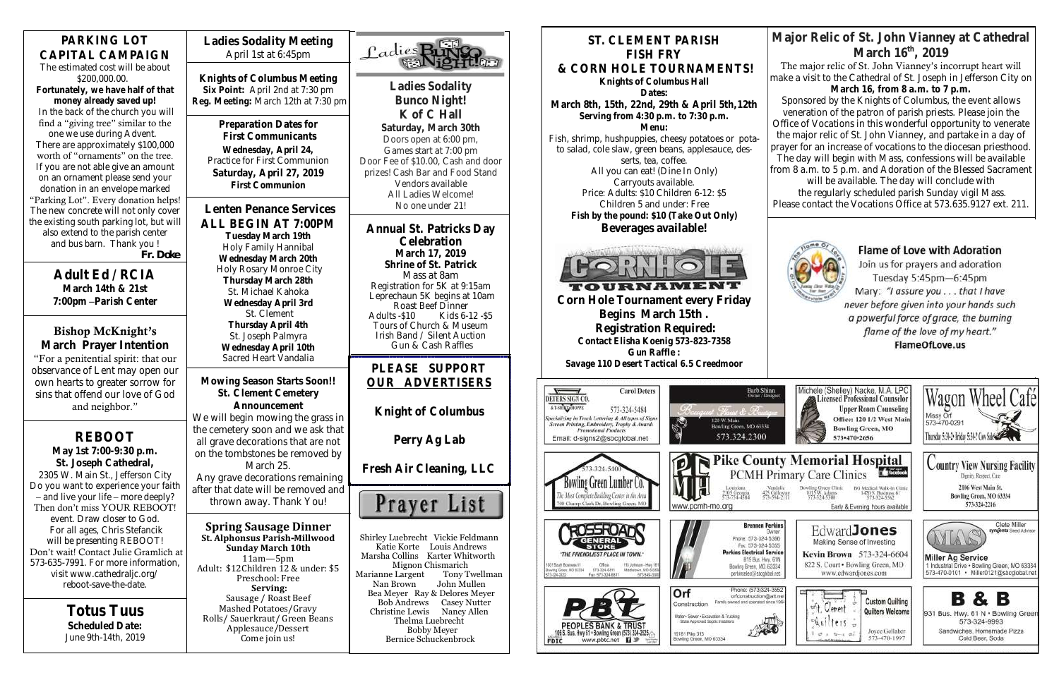## PARKING LOT CAPITAL CAMPAIGN

The estimated cost will be about $200,000.00.

**Fortunately, we have half of that money already saved up!**

In the back of the church you will find a "giving tree" similar to the one we use during Advent. There are approximately $100,000 worth of "ornaments" on the tree. If you are not able give an amount on an ornament please send your donation in an envelope marked "Parking Lot". Every donation helps! The new concrete will not only cover the existing south parking lot, but will also extend to the parish center and bus barn. Thank you !

***Fr. Doke***

## Adult Ed / RCIA

**March 14th & 21st**
**7:00pm –Parish Center**

## Bishop McKnight's March Prayer Intention

"For a penitential spirit: that our observance of Lent may open our own hearts to greater sorrow for sins that offend our love of God and neighbor."

## REBOOT

**May 1st 7:00-9:30 p.m.**
**St. Joseph Cathedral,**

2305 W. Main St., Jefferson City

Do you want to experience your faith – and live your life – more deeply? Then don't miss YOUR REBOOT! event. Draw closer to God. For all ages, Chris Stefancik will be presenting REBOOT! Don't wait! Contact Julie Gramlich at 573-635-7991. For more information, visit www.cathedraljc.org/reboot-save-the-date.

## Totus Tuus

**Scheduled Date:**
June 9th-14th, 2019

## Ladies Sodality Meeting

April 1st at 6:45pm

**Knights of Columbus Meeting**
**Six Point:** April 2nd at 7:30 pm
**Reg. Meeting:** March 12th at 7:30 pm

**Preparation Dates for First Communicants**

**Wednesday, April 24,**
Practice for First Communion
**Saturday, April 27, 2019**
**First Communion**

## Lenten Penance Services

**ALL BEGIN AT 7:00PM**

**Tuesday March 19th**
Holy Family Hannibal
**Wednesday March 20th**
Holy Rosary Monroe City
**Thursday March 28th**
St. Michael Kahoka
**Wednesday April 3rd**
St. Clement
**Thursday April 4th**
St. Joseph Palmyra
**Wednesday April 10th**
Sacred Heart Vandalia

**Mowing Season Starts Soon!!**
**St. Clement Cemetery Announcement**

We will begin mowing the grass in the cemetery soon and we ask that all grave decorations that are not on the tombstones be removed by March 25.

Any grave decorations remaining after that date will be removed and thrown away. Thank You!

## Spring Sausage Dinner

**St. Alphonsus Parish-Millwood**
**Sunday March 10th**
11am—5pm
Adult: $12Children 12 & under: $5
Preschool: Free
**Serving:**
Sausage / Roast Beef
Mashed Potatoes/Gravy
Rolls/ Sauerkraut/ Green Beans
Applesauce/Dessert
Come join us!

Ladies Bunco Night!

## Ladies Sodality Bunco Night!

**K of C Hall**
**Saturday, March 30th**
Doors open at 6:00 pm,
Games start at 7:00 pm
Door Fee of $10.00, Cash and door prizes! Cash Bar and Food Stand
Vendors available
All Ladies Welcome!
No one under 21!

## Annual St. Patricks Day Celebration

**March 17, 2019**
**Shrine of St. Patrick**
Mass at 8am
Registration for 5K at 9:15am
Leprechaun 5K begins at 10am
Roast Beef Dinner
Adults -$10 Kids 6-12 -$5
Tours of Church & Museum
Irish Band / Silent Auction
Gun & Cash Raffles

## PLEASE SUPPORT OUR ADVERTISERS

**Knight of Columbus**

**Perry Ag Lab**

**Fresh Air Cleaning, LLC**

## Prayer List

Shirley Luebrecht Vickie Feldmann
Katie Korte Louis Andrews
Marsha Collins Karter Whitworth
Mignon Chismarich
Marianne Largent Tony Twellman
Nan Brown John Mullen
Bea Meyer Ray & Delores Meyer
Bob Andrews Casey Nutter
Christine Lewis Nancy Allen
Thelma Luebrecht
Bobby Meyer
Bernice Schuckenbrock

## ST. CLEMENT PARISH FISH FRY & CORN HOLE TOURNAMENTS!

**Knights of Columbus Hall**
**Dates:**
**March 8th, 15th, 22nd, 29th & April 5th,12th**
**Serving from 4:30 p.m. to 7:30 p.m.**
**Menu:**
Fish, shrimp, hushpuppies, cheesy potatoes or potato salad, cole slaw, green beans, applesauce, desserts, tea, coffee.
All you can eat! (Dine In Only)
Carryouts available.
Price: Adults: $10 Children 6-12: $5
Children 5 and under: Free
**Fish by the pound: $10 (Take Out Only)**
**Beverages available!**

CORNHOLE TOURNAMENT

**Corn Hole Tournament every Friday**
**Begins March 15th .**
**Registration Required:**
**Contact Elisha Koenig 573-823-7358**
**Gun Raffle :**
**Savage 110 Desert Tactical 6.5 Creedmoor**

## Major Relic of St. John Vianney at Cathedral March 16th, 2019

The major relic of St. John Vianney's incorrupt heart will make a visit to the Cathedral of St. Joseph in Jefferson City on **March 16, from 8 a.m. to 7 p.m.** Sponsored by the Knights of Columbus, the event allows veneration of the patron of parish priests. Please join the Office of Vocations in this wonderful opportunity to venerate the major relic of St. John Vianney, and partake in a day of prayer for an increase of vocations to the diocesan priesthood. The day will begin with Mass, confessions will be available from 8 a.m. to 5 p.m. and Adoration of the Blessed Sacrament will be available. The day will conclude with the regularly scheduled parish Sunday vigil Mass. Please contact the Vocations Office at 573.635.9127 ext. 211.

**Flame of Love with Adoration**

Join us for prayers and adoration
Tuesday 5:45pm—6:45pm
Mary: *"I assure you . . . that I have never before given into your hands such a powerful force of grace, the burning flame of the love of my heart."*
**FlameOfLove.us**

Deters Sign Co. & T-Shirt Shoppe — Carol Deters — 573-324-5484 — Specializing in Truck Lettering & All types of Signs, Screen Printing, Embroidery, Trophy & Awards, Promotional Products — Email: d-signs2@sbcglobal.net

Bouquet Florist & Boutique — Barb Shinn, Owner / Designer — 120 W. Main, Bowling Green, MO 63334 — 573.324.2300

Michele (Shelley) Nacke, M.A. LPC — Licensed Professional Counselor — Upper Room Counseling — Office: 120 1/2 West Main, Bowling Green, MO — 573•470•2656

Wagon Wheel Café — Missy Orf — 573-470-0291 — Thursday 5:30-2• Friday 5:30-2• Cow Sale

Bowling Green Lumber Co. — 573-324-5400 — The Most Complete Building Center in the Area — 700 Champ Clark Dr. Bowling Green, MO

Pike County Memorial Hospital — PCMH Primary Care Clinics — Louisiana 2305 Georgia 573-754-4584 — Vandalia 425 Galloway 573-594-2111 — Bowling Green Clinic 1015 W. Adams 573-324-5300 — BG Medical Walk-in Clinic 1470 S. Business 61 573-324-5562 — www.pcmh-mo.org — Early & Evening hours available

Country View Nursing Facility — Dignity, Respect, Care — 2106 West Main St. Bowling Green, MO 63334 — 573-324-2216

Crossroads General Store — "The Friendliest Place in Town." — 1501 South Business 61, Bowling Green, MO 63334, 573-324-2422 — Office 573-324-6811, Fax: 573-324-6811 — 110 Johnson - Hwy 161, Middletown, MO 63359, 573-549-2090

Brennen Perkins, Owner — Phone: 573-324-5366 — Fax: 573-324-5355 — Perkins Electrical Service — 819 Bus. Hwy. 61N, Bowling Green, MO 63334 — perkinselec@shoglobal.net

Edward Jones — Making Sense of Investing — Kevin Brown 573-324-6604 — 822 S. Court • Bowling Green, MO — www.edwardjones.com

MAS — Clete Miller, syngenta Seed Advisor — Miller Ag Service — 1 Industrial Drive • Bowling Green, MO 63334 — 573-470-0101 • Miller0121@sbcglobal.net

PBT Peoples Bank & Trust — 1065 S. Bus. Hwy 61 • Bowling Green (573) 324-2525 — www.pbtc.net — Member FDIC

Orf Construction — Phone: (573)324-3552 — orfconstruction@att.net — Family owned and operated since 1962 — Water • Sewer • Excavation & Trucking — State Approved Septic Installers — 15181 Pike 313, Bowling Green, MO 63334

St. Clement Quilters — Custom Quilting — Quilters Welcome — Joyce Gollaher 573-470-1997

B & B — 931 Bus. Hwy. 61 N • Bowling Green — 573-324-9993 — Sandwiches, Homemade Pizza — Cold Beer, Soda